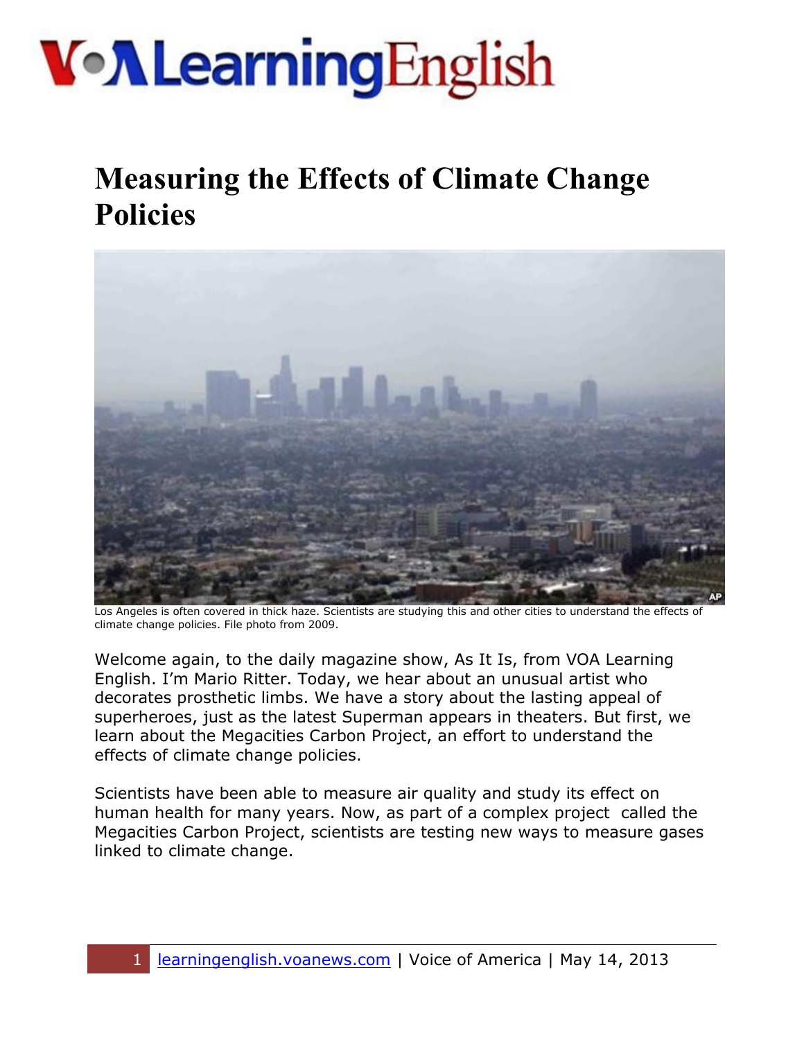# Measuring the Effects of Climate Change Policies

Los Angeles is often covered in thick haze. Scientists are studying this and other cities to understand the effects of climate change policies. File photo from 2009.

Welcome again, to the daily magazine show, As It Is, from VOA Learning English. I'm Mario Ritter. Today, we hear about an unusual artist who decorates prosthetic limbs. We have a story about the lasting appeal of superheroes, just as the latest Superman appears in theaters. But first, we learn about the Megacities Carbon Project, an effort to understand the effects of climate change policies.

Scientists have been able to measure air quality and study its effect on human health for many years. Now, as part of a complex project called the Megacities Carbon Project, scientists are testing new ways to measure gases linked to climate change.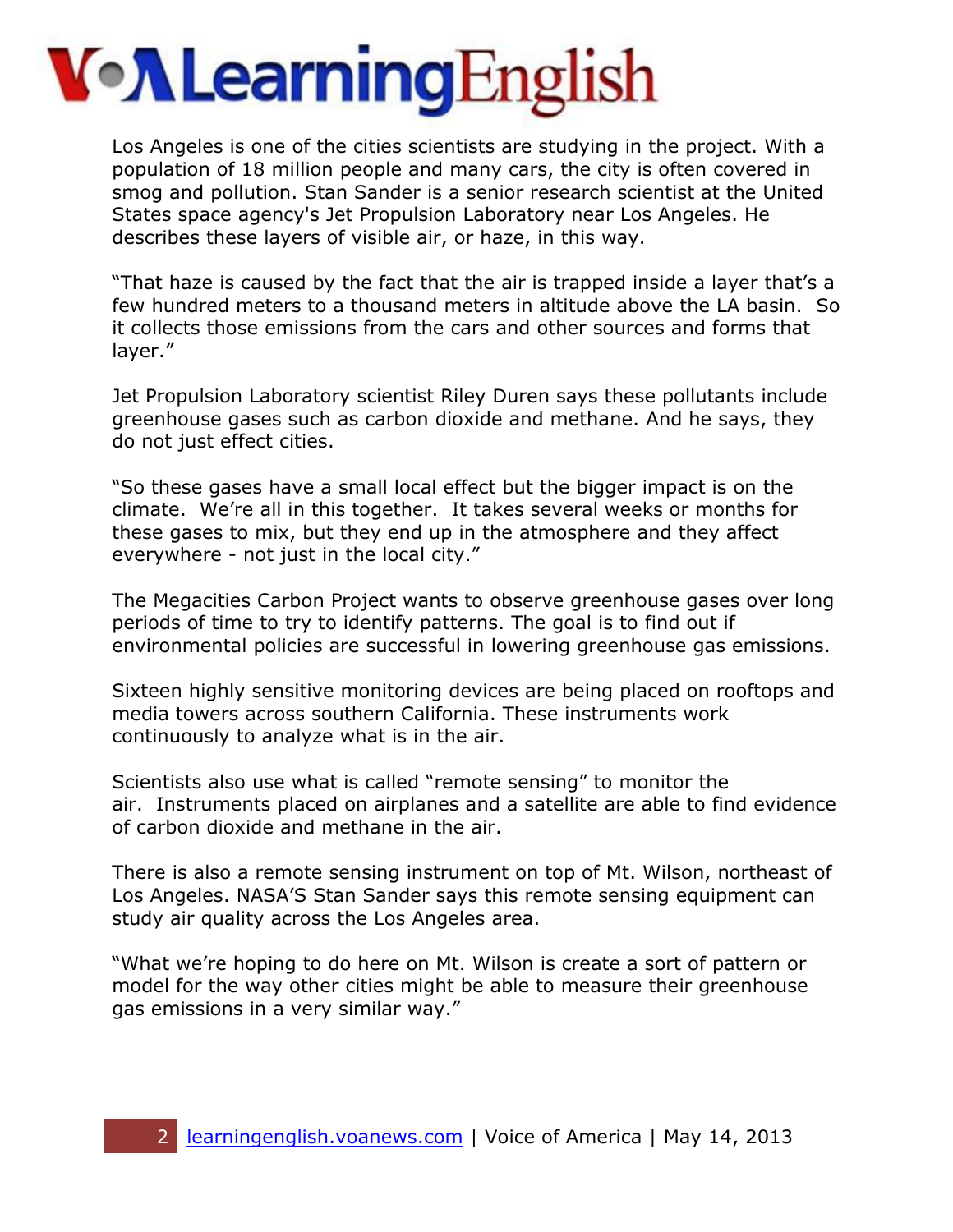Los Angeles is one of the cities scientists are studying in the project. With a population of 18 million people and many cars, the city is often covered in smog and pollution. Stan Sander is a senior research scientist at the United States space agency's Jet Propulsion Laboratory near Los Angeles. He describes these layers of visible air, or haze, in this way.

"That haze is caused by the fact that the air is trapped inside a layer that's a few hundred meters to a thousand meters in altitude above the LA basin. So it collects those emissions from the cars and other sources and forms that layer."

Jet Propulsion Laboratory scientist Riley Duren says these pollutants include greenhouse gases such as carbon dioxide and methane. And he says, they do not just effect cities.

"So these gases have a small local effect but the bigger impact is on the climate. We're all in this together. It takes several weeks or months for these gases to mix, but they end up in the atmosphere and they affect everywhere - not just in the local city."

The Megacities Carbon Project wants to observe greenhouse gases over long periods of time to try to identify patterns. The goal is to find out if environmental policies are successful in lowering greenhouse gas emissions.

Sixteen highly sensitive monitoring devices are being placed on rooftops and media towers across southern California. These instruments work continuously to analyze what is in the air.

Scientists also use what is called "remote sensing" to monitor the air. Instruments placed on airplanes and a satellite are able to find evidence of carbon dioxide and methane in the air.

There is also a remote sensing instrument on top of Mt. Wilson, northeast of Los Angeles. NASA'S Stan Sander says this remote sensing equipment can study air quality across the Los Angeles area.

"What we're hoping to do here on Mt. Wilson is create a sort of pattern or model for the way other cities might be able to measure their greenhouse gas emissions in a very similar way."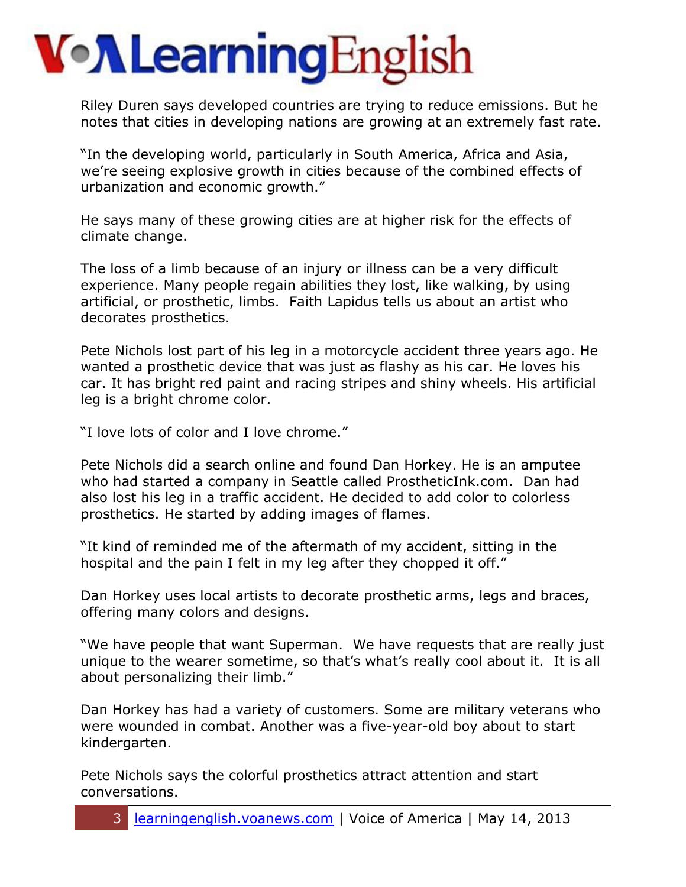Riley Duren says developed countries are trying to reduce emissions. But he notes that cities in developing nations are growing at an extremely fast rate.

"In the developing world, particularly in South America, Africa and Asia, we're seeing explosive growth in cities because of the combined effects of urbanization and economic growth."

He says many of these growing cities are at higher risk for the effects of climate change.

The loss of a limb because of an injury or illness can be a very difficult experience. Many people regain abilities they lost, like walking, by using artificial, or prosthetic, limbs.  Faith Lapidus tells us about an artist who decorates prosthetics.

Pete Nichols lost part of his leg in a motorcycle accident three years ago. He wanted a prosthetic device that was just as flashy as his car. He loves his car. It has bright red paint and racing stripes and shiny wheels. His artificial leg is a bright chrome color.

"I love lots of color and I love chrome."

Pete Nichols did a search online and found Dan Horkey. He is an amputee who had started a company in Seattle called ProstheticInk.com.  Dan had also lost his leg in a traffic accident. He decided to add color to colorless prosthetics. He started by adding images of flames.

"It kind of reminded me of the aftermath of my accident, sitting in the hospital and the pain I felt in my leg after they chopped it off."

Dan Horkey uses local artists to decorate prosthetic arms, legs and braces, offering many colors and designs.

"We have people that want Superman.  We have requests that are really just unique to the wearer sometime, so that's what's really cool about it.  It is all about personalizing their limb."

Dan Horkey has had a variety of customers. Some are military veterans who were wounded in combat. Another was a five-year-old boy about to start kindergarten.

Pete Nichols says the colorful prosthetics attract attention and start conversations.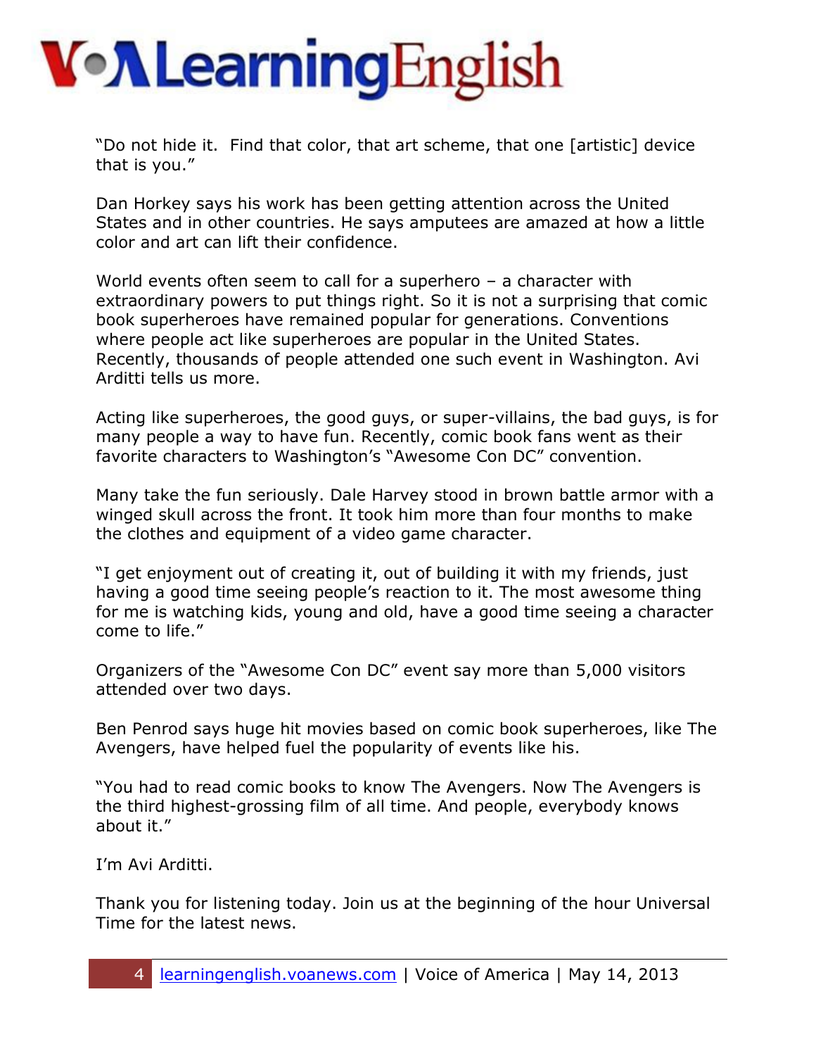"Do not hide it.  Find that color, that art scheme, that one [artistic] device that is you."

Dan Horkey says his work has been getting attention across the United States and in other countries. He says amputees are amazed at how a little color and art can lift their confidence.

World events often seem to call for a superhero – a character with extraordinary powers to put things right. So it is not a surprising that comic book superheroes have remained popular for generations. Conventions where people act like superheroes are popular in the United States. Recently, thousands of people attended one such event in Washington. Avi Arditti tells us more.

Acting like superheroes, the good guys, or super-villains, the bad guys, is for many people a way to have fun. Recently, comic book fans went as their favorite characters to Washington's "Awesome Con DC" convention.

Many take the fun seriously. Dale Harvey stood in brown battle armor with a winged skull across the front. It took him more than four months to make the clothes and equipment of a video game character.

"I get enjoyment out of creating it, out of building it with my friends, just having a good time seeing people's reaction to it. The most awesome thing for me is watching kids, young and old, have a good time seeing a character come to life."

Organizers of the "Awesome Con DC" event say more than 5,000 visitors attended over two days.

Ben Penrod says huge hit movies based on comic book superheroes, like The Avengers, have helped fuel the popularity of events like his.

"You had to read comic books to know The Avengers. Now The Avengers is the third highest-grossing film of all time. And people, everybody knows about it."

I'm Avi Arditti.

Thank you for listening today. Join us at the beginning of the hour Universal Time for the latest news.